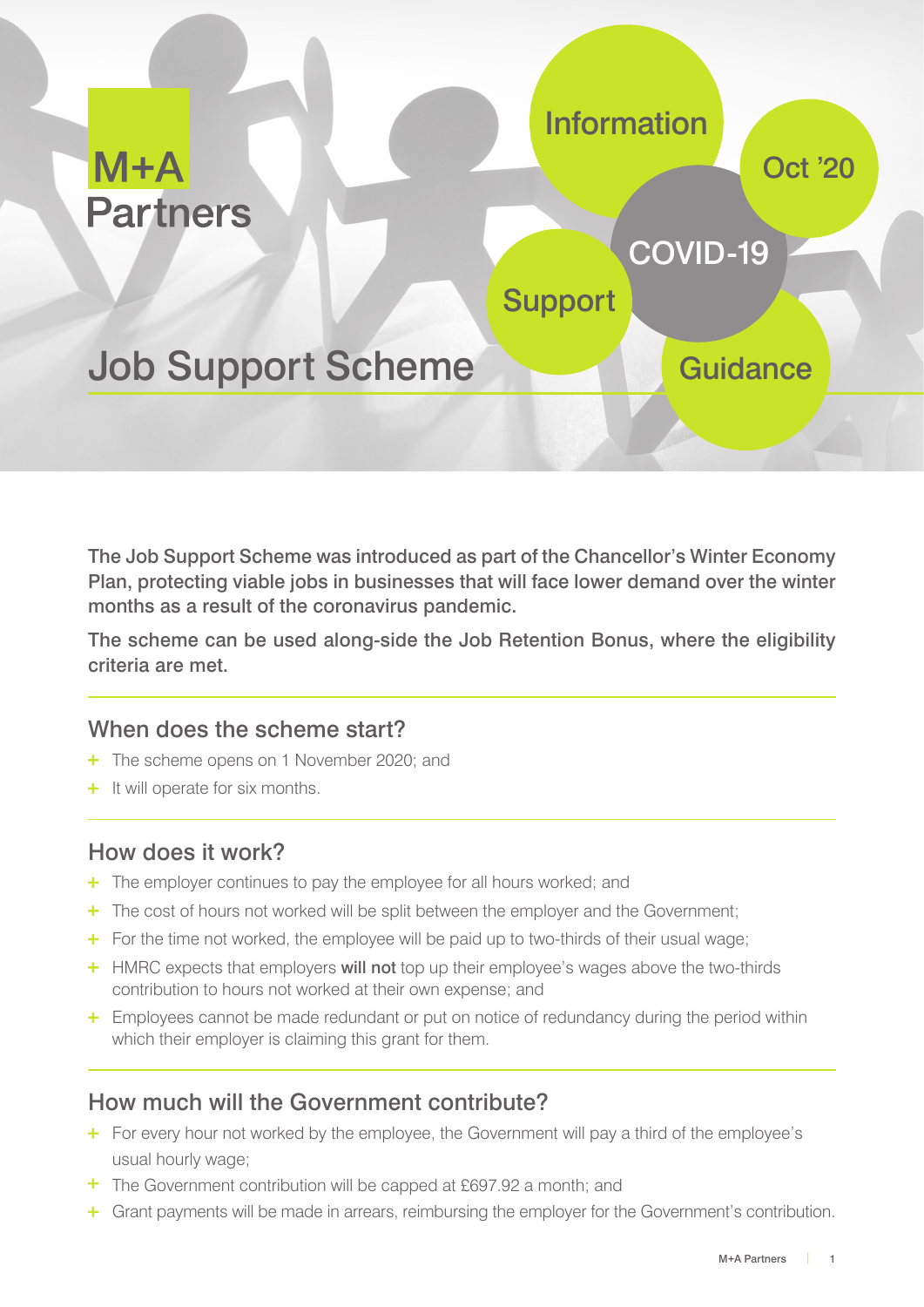M+A Partners

Information

Oct '20

COVID-19

Support

# Job Support Scheme

Guidance

**The Job Support Scheme was introduced as part of the Chancellor's Winter Economy Plan, protecting viable jobs in businesses that will face lower demand over the winter months as a result of the coronavirus pandemic.**

**The scheme can be used along-side the Job Retention Bonus, where the eligibility criteria are met.**

## When does the scheme start?

- The scheme opens on 1 November 2020; and
- It will operate for six months.

## How does it work?

- The employer continues to pay the employee for all hours worked; and
- The cost of hours not worked will be split between the employer and the Government;
- For the time not worked, the employee will be paid up to two-thirds of their usual wage;
- HMRC expects that employers **will not** top up their employee's wages above the two-thirds contribution to hours not worked at their own expense; and
- Employees cannot be made redundant or put on notice of redundancy during the period within which their employer is claiming this grant for them.

## How much will the Government contribute?

- For every hour not worked by the employee, the Government will pay a third of the employee's usual hourly wage;
- The Government contribution will be capped at £697.92 a month; and
- Grant payments will be made in arrears, reimbursing the employer for the Government's contribution.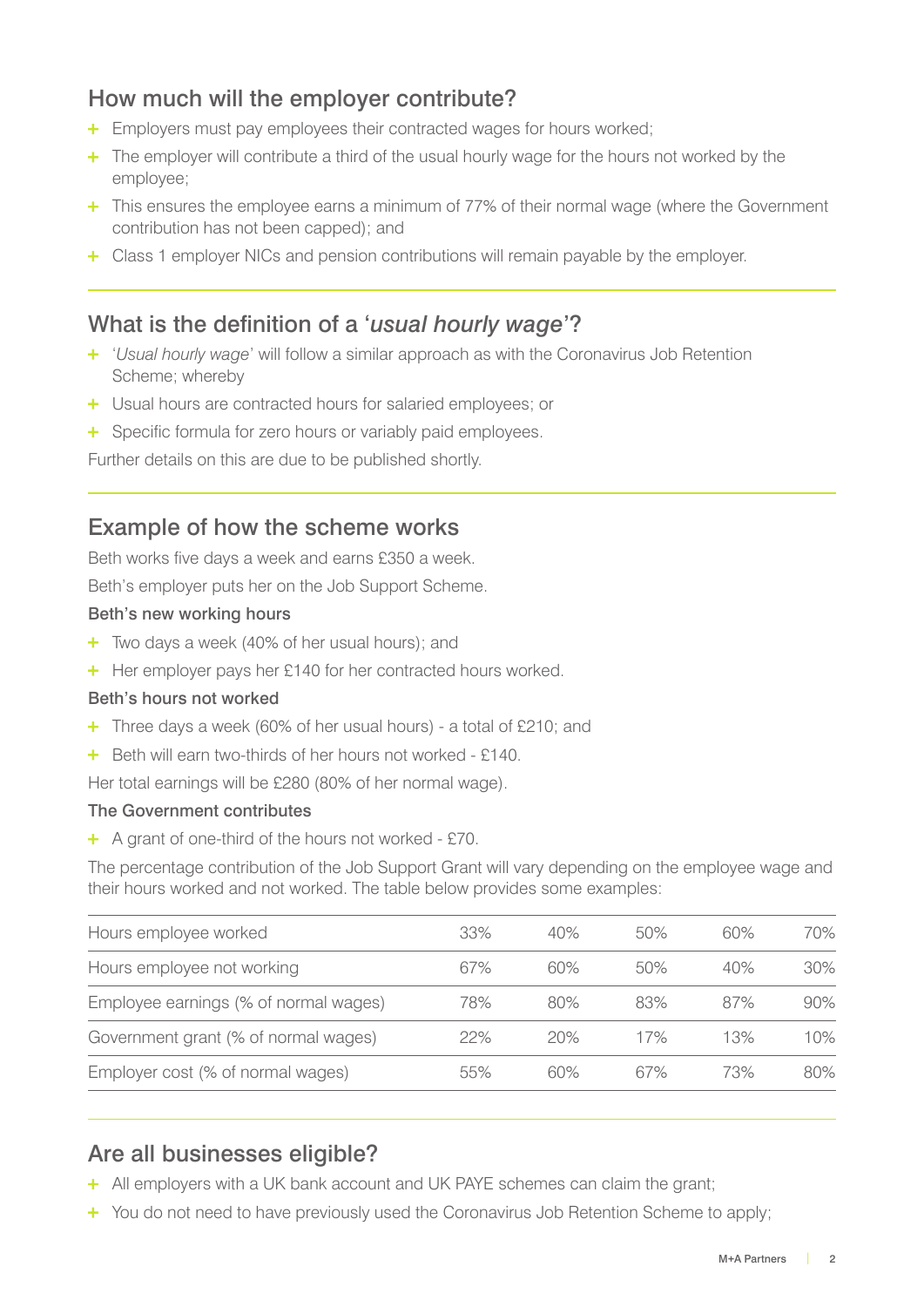## How much will the employer contribute?

- Employers must pay employees their contracted wages for hours worked;
- The employer will contribute a third of the usual hourly wage for the hours not worked by the employee;
- This ensures the employee earns a minimum of 77% of their normal wage (where the Government contribution has not been capped); and
- Class 1 employer NICs and pension contributions will remain payable by the employer.

## What is the definition of a '*usual hourly wage*'?

- '*Usual hourly wage*' will follow a similar approach as with the Coronavirus Job Retention Scheme; whereby
- Usual hours are contracted hours for salaried employees; or
- Specific formula for zero hours or variably paid employees.

Further details on this are due to be published shortly.

## Example of how the scheme works

Beth works five days a week and earns £350 a week.

Beth's employer puts her on the Job Support Scheme.

### Beth's new working hours

- Two days a week (40% of her usual hours); and
- Her employer pays her £140 for her contracted hours worked.

### Beth's hours not worked

- Three days a week (60% of her usual hours) - a total of £210; and
- Beth will earn two-thirds of her hours not worked - £140.

Her total earnings will be £280 (80% of her normal wage).

### The Government contributes

- A grant of one-third of the hours not worked - £70.

The percentage contribution of the Job Support Grant will vary depending on the employee wage and their hours worked and not worked. The table below provides some examples:

| Hours employee worked | 33% | 40% | 50% | 60% | 70% |
|---|---|---|---|---|---|
| Hours employee not working | 67% | 60% | 50% | 40% | 30% |
| Employee earnings (% of normal wages) | 78% | 80% | 83% | 87% | 90% |
| Government grant (% of normal wages) | 22% | 20% | 17% | 13% | 10% |
| Employer cost (% of normal wages) | 55% | 60% | 67% | 73% | 80% |

## Are all businesses eligible?

- All employers with a UK bank account and UK PAYE schemes can claim the grant;
- You do not need to have previously used the Coronavirus Job Retention Scheme to apply;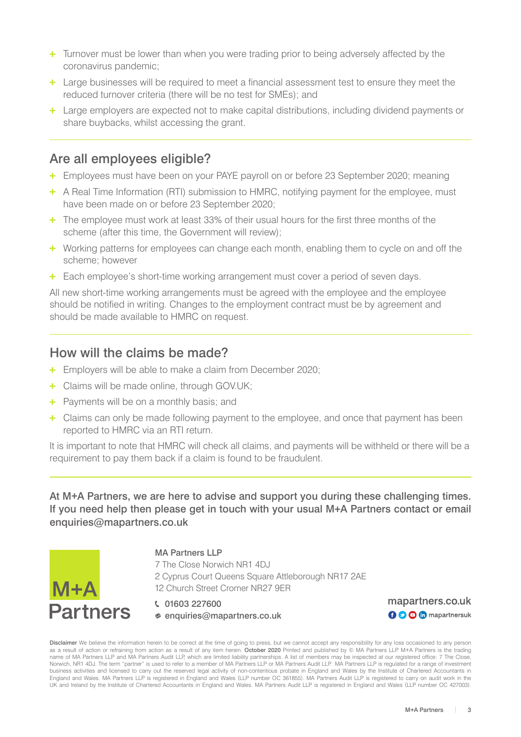- Turnover must be lower than when you were trading prior to being adversely affected by the coronavirus pandemic;
- Large businesses will be required to meet a financial assessment test to ensure they meet the reduced turnover criteria (there will be no test for SMEs); and
- Large employers are expected not to make capital distributions, including dividend payments or share buybacks, whilst accessing the grant.

## Are all employees eligible?

- Employees must have been on your PAYE payroll on or before 23 September 2020; meaning
- A Real Time Information (RTI) submission to HMRC, notifying payment for the employee, must have been made on or before 23 September 2020;
- The employee must work at least 33% of their usual hours for the first three months of the scheme (after this time, the Government will review);
- Working patterns for employees can change each month, enabling them to cycle on and off the scheme; however
- Each employee's short-time working arrangement must cover a period of seven days.

All new short-time working arrangements must be agreed with the employee and the employee should be notified in writing. Changes to the employment contract must be by agreement and should be made available to HMRC on request.

## How will the claims be made?

- Employers will be able to make a claim from December 2020;
- Claims will be made online, through GOV.UK;
- Payments will be on a monthly basis; and
- Claims can only be made following payment to the employee, and once that payment has been reported to HMRC via an RTI return.

It is important to note that HMRC will check all claims, and payments will be withheld or there will be a requirement to pay them back if a claim is found to be fraudulent.

At M+A Partners, we are here to advise and support you during these challenging times. If you need help then please get in touch with your usual M+A Partners contact or email enquiries@mapartners.co.uk

M+A Partners

**MA Partners LLP**
7 The Close Norwich NR1 4DJ
2 Cyprus Court Queens Square Attleborough NR17 2AE
12 Church Street Cromer NR27 9ER

01603 227600
enquiries@mapartners.co.uk

mapartners.co.uk
mapartnersuk

**Disclaimer** We believe the information herein to be correct at the time of going to press, but we cannot accept any responsibility for any loss occasioned to any person as a result of action or refraining from action as a result of any item herein. **October 2020** Printed and published by © MA Partners LLP. M+A Partners is the trading name of MA Partners LLP and MA Partners Audit LLP, which are limited liability partnerships. A list of members may be inspected at our registered office: 7 The Close, Norwich, NR1 4DJ. The term "partner" is used to refer to a member of MA Partners LLP or MA Partners Audit LLP. MA Partners LLP is regulated for a range of investment business activities and licensed to carry out the reserved legal activity of non-contentious probate in England and Wales by the Institute of Chartered Accountants in England and Wales. MA Partners LLP is registered in England and Wales (LLP number OC 361855). MA Partners Audit LLP is registered to carry on audit work in the UK and Ireland by the Institute of Chartered Accountants in England and Wales. MA Partners Audit LLP is registered in England and Wales (LLP number OC 427003).